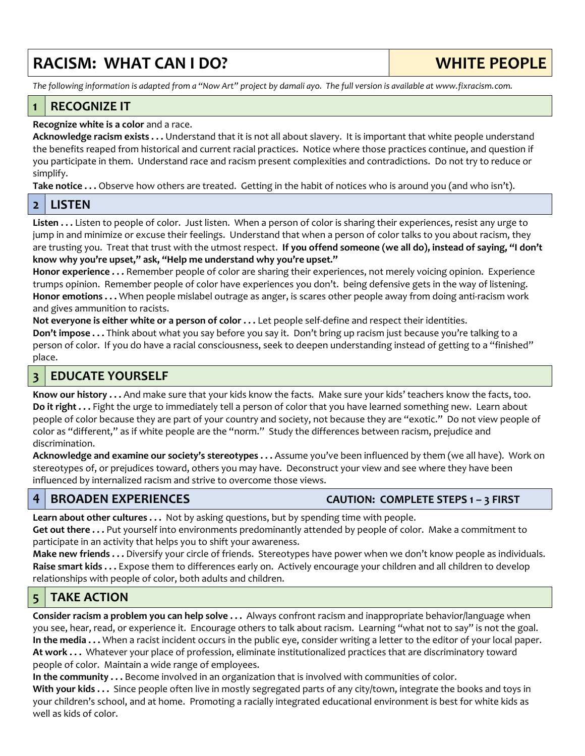# RACISM: WHAT CAN I DO? — WHITE PEOPLE

*The following information is adapted from a "Now Art" project by damali ayo. The full version is available at www.fixracism.com.*

## 1 RECOGNIZE IT

**Recognize white is a color** and a race.

**Acknowledge racism exists . . .** Understand that it is not all about slavery. It is important that white people understand the benefits reaped from historical and current racial practices. Notice where those practices continue, and question if you participate in them. Understand race and racism present complexities and contradictions. Do not try to reduce or simplify.

**Take notice . . .** Observe how others are treated. Getting in the habit of notices who is around you (and who isn't).

## 2 LISTEN

**Listen . . .** Listen to people of color. Just listen. When a person of color is sharing their experiences, resist any urge to jump in and minimize or excuse their feelings. Understand that when a person of color talks to you about racism, they are trusting you. Treat that trust with the utmost respect. **If you offend someone (we all do), instead of saying, "I don't know why you're upset," ask, "Help me understand why you're upset."**

**Honor experience . . .** Remember people of color are sharing their experiences, not merely voicing opinion. Experience trumps opinion. Remember people of color have experiences you don't. being defensive gets in the way of listening.

**Honor emotions . . .** When people mislabel outrage as anger, is scares other people away from doing anti-racism work and gives ammunition to racists.

**Not everyone is either white or a person of color . . .** Let people self-define and respect their identities.

**Don't impose . . .** Think about what you say before you say it. Don't bring up racism just because you're talking to a person of color. If you do have a racial consciousness, seek to deepen understanding instead of getting to a "finished" place.

## 3 EDUCATE YOURSELF

**Know our history . . .** And make sure that your kids know the facts. Make sure your kids' teachers know the facts, too.

**Do it right . . .** Fight the urge to immediately tell a person of color that you have learned something new. Learn about people of color because they are part of your country and society, not because they are "exotic." Do not view people of color as "different," as if white people are the "norm." Study the differences between racism, prejudice and discrimination.

**Acknowledge and examine our society's stereotypes . . .** Assume you've been influenced by them (we all have). Work on stereotypes of, or prejudices toward, others you may have. Deconstruct your view and see where they have been influenced by internalized racism and strive to overcome those views.

## 4 BROADEN EXPERIENCES — CAUTION: COMPLETE STEPS 1 – 3 FIRST

**Learn about other cultures . . .** Not by asking questions, but by spending time with people.

**Get out there . . .** Put yourself into environments predominantly attended by people of color. Make a commitment to participate in an activity that helps you to shift your awareness.

**Make new friends . . .** Diversify your circle of friends. Stereotypes have power when we don't know people as individuals.

**Raise smart kids . . .** Expose them to differences early on. Actively encourage your children and all children to develop relationships with people of color, both adults and children.

## 5 TAKE ACTION

**Consider racism a problem you can help solve . . .** Always confront racism and inappropriate behavior/language when you see, hear, read, or experience it. Encourage others to talk about racism. Learning "what not to say" is not the goal.

**In the media . . .** When a racist incident occurs in the public eye, consider writing a letter to the editor of your local paper.

**At work . . .** Whatever your place of profession, eliminate institutionalized practices that are discriminatory toward people of color. Maintain a wide range of employees.

**In the community . . .** Become involved in an organization that is involved with communities of color.

**With your kids . . .** Since people often live in mostly segregated parts of any city/town, integrate the books and toys in your children's school, and at home. Promoting a racially integrated educational environment is best for white kids as well as kids of color.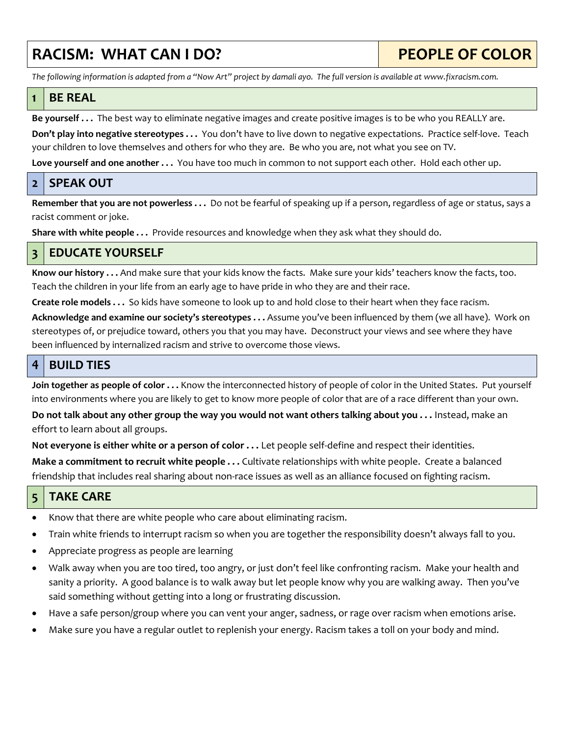# RACISM: WHAT CAN I DO? — PEOPLE OF COLOR

*The following information is adapted from a "Now Art" project by damali ayo. The full version is available at www.fixracism.com.*

## 1 BE REAL

**Be yourself . . .** The best way to eliminate negative images and create positive images is to be who you REALLY are.

**Don't play into negative stereotypes . . .** You don't have to live down to negative expectations. Practice self-love. Teach your children to love themselves and others for who they are. Be who you are, not what you see on TV.

**Love yourself and one another . . .** You have too much in common to not support each other. Hold each other up.

## 2 SPEAK OUT

**Remember that you are not powerless . . .** Do not be fearful of speaking up if a person, regardless of age or status, says a racist comment or joke.

**Share with white people . . .** Provide resources and knowledge when they ask what they should do.

## 3 EDUCATE YOURSELF

**Know our history . . .** And make sure that your kids know the facts. Make sure your kids' teachers know the facts, too. Teach the children in your life from an early age to have pride in who they are and their race.

**Create role models . . .** So kids have someone to look up to and hold close to their heart when they face racism.

**Acknowledge and examine our society's stereotypes . . .** Assume you've been influenced by them (we all have). Work on stereotypes of, or prejudice toward, others you that you may have. Deconstruct your views and see where they have been influenced by internalized racism and strive to overcome those views.

## 4 BUILD TIES

**Join together as people of color . . .** Know the interconnected history of people of color in the United States. Put yourself into environments where you are likely to get to know more people of color that are of a race different than your own.

**Do not talk about any other group the way you would not want others talking about you . . .** Instead, make an effort to learn about all groups.

**Not everyone is either white or a person of color . . .** Let people self-define and respect their identities.

**Make a commitment to recruit white people . . .** Cultivate relationships with white people. Create a balanced friendship that includes real sharing about non-race issues as well as an alliance focused on fighting racism.

## 5 TAKE CARE

- Know that there are white people who care about eliminating racism.
- Train white friends to interrupt racism so when you are together the responsibility doesn't always fall to you.
- Appreciate progress as people are learning
- Walk away when you are too tired, too angry, or just don't feel like confronting racism. Make your health and sanity a priority. A good balance is to walk away but let people know why you are walking away. Then you've said something without getting into a long or frustrating discussion.
- Have a safe person/group where you can vent your anger, sadness, or rage over racism when emotions arise.
- Make sure you have a regular outlet to replenish your energy. Racism takes a toll on your body and mind.